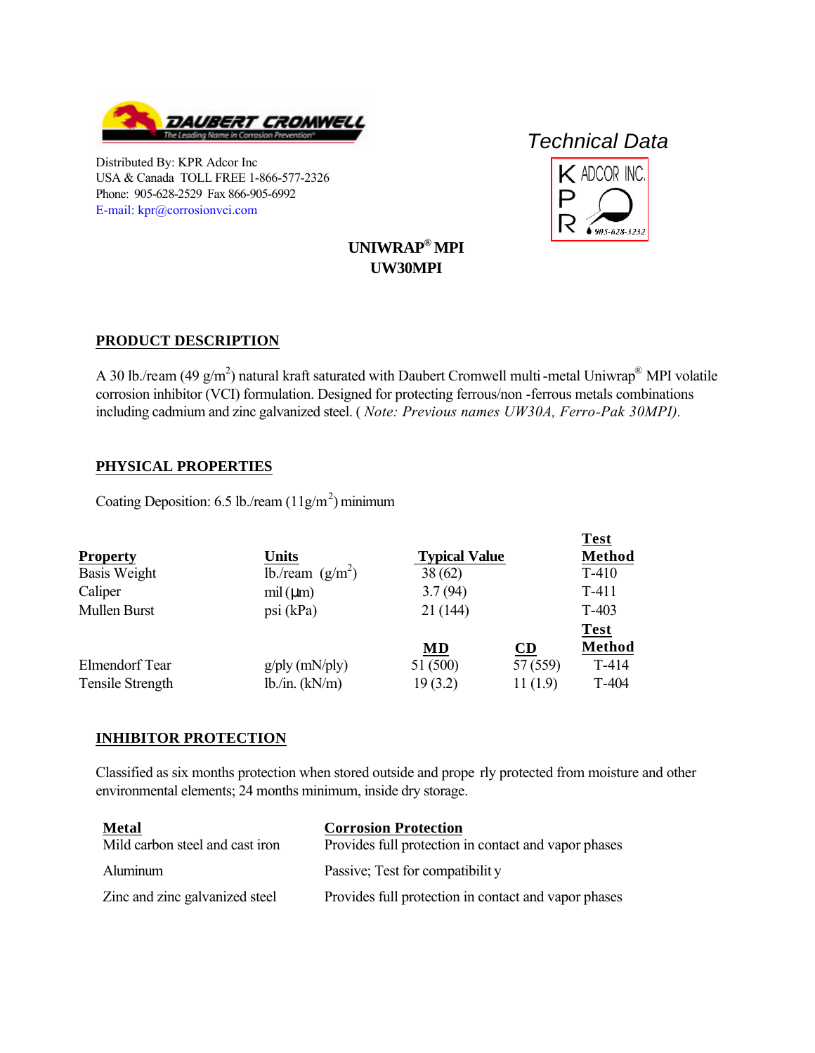DAUBERT CROMWELL
The Leading Name in Corrosion Prevention®

Distributed By: KPR Adcor Inc
USA & Canada TOLL FREE 1-866-577-2326
Phone: 905-628-2529 Fax 866-905-6992
E-mail: kpr@corrosionvci.com

*Technical Data*

KPR ADCOR INC. 905-628-3232

**UNIWRAP® MPI**
**UW30MPI**

## PRODUCT DESCRIPTION

A 30 lb./ream (49 g/m$^2$) natural kraft saturated with Daubert Cromwell multi-metal Uniwrap® MPI volatile corrosion inhibitor (VCI) formulation. Designed for protecting ferrous/non-ferrous metals combinations including cadmium and zinc galvanized steel. ( *Note: Previous names UW30A, Ferro-Pak 30MPI).*

## PHYSICAL PROPERTIES

Coating Deposition: 6.5 lb./ream (11g/m$^2$) minimum

| Property | Units | Typical Value | | Test Method |
|---|---|---|---|---|
| Basis Weight | lb./ream (g/m$^2$) | 38 (62) | | T-410 |
| Caliper | mil (µm) | 3.7 (94) | | T-411 |
| Mullen Burst | psi (kPa) | 21 (144) | | T-403 |
| | | **MD** | **CD** | **Test Method** |
| Elmendorf Tear | g/ply (mN/ply) | 51 (500) | 57 (559) | T-414 |
| Tensile Strength | lb./in. (kN/m) | 19 (3.2) | 11 (1.9) | T-404 |

## INHIBITOR PROTECTION

Classified as six months protection when stored outside and properly protected from moisture and other environmental elements; 24 months minimum, inside dry storage.

| Metal | Corrosion Protection |
|---|---|
| Mild carbon steel and cast iron | Provides full protection in contact and vapor phases |
| Aluminum | Passive; Test for compatibility |
| Zinc and zinc galvanized steel | Provides full protection in contact and vapor phases |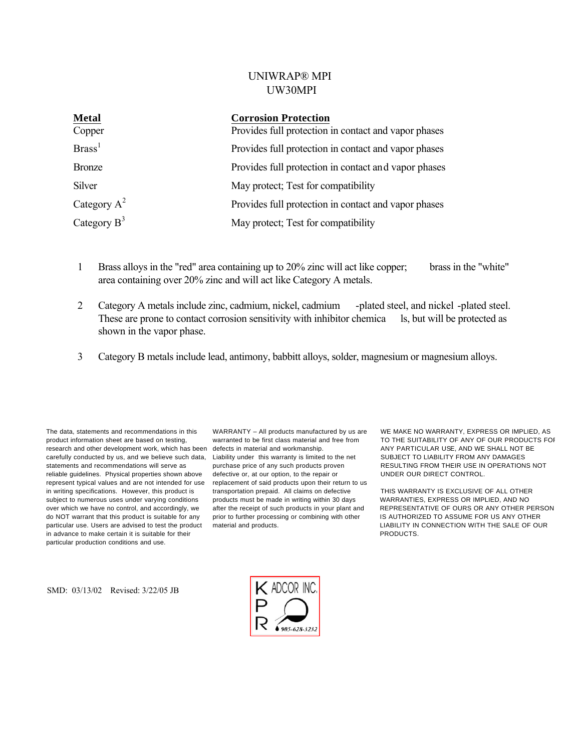UNIWRAP® MPI
UW30MPI

| Metal | Corrosion Protection |
|---|---|
| Copper | Provides full protection in contact and vapor phases |
| Brass[1] | Provides full protection in contact and vapor phases |
| Bronze | Provides full protection in contact and vapor phases |
| Silver | May protect; Test for compatibility |
| Category A[2] | Provides full protection in contact and vapor phases |
| Category B[3] | May protect; Test for compatibility |

1. Brass alloys in the "red" area containing up to 20% zinc will act like copper; brass in the "white" area containing over 20% zinc and will act like Category A metals.

2. Category A metals include zinc, cadmium, nickel, cadmium -plated steel, and nickel -plated steel. These are prone to contact corrosion sensitivity with inhibitor chemicals, but will be protected as shown in the vapor phase.

3. Category B metals include lead, antimony, babbitt alloys, solder, magnesium or magnesium alloys.

The data, statements and recommendations in this product information sheet are based on testing, research and other development work, which has been carefully conducted by us, and we believe such data, statements and recommendations will serve as reliable guidelines. Physical properties shown above represent typical values and are not intended for use in writing specifications. However, this product is subject to numerous uses under varying conditions over which we have no control, and accordingly, we do NOT warrant that this product is suitable for any particular use. Users are advised to test the product in advance to make certain it is suitable for their particular production conditions and use.

WARRANTY – All products manufactured by us are warranted to be first class material and free from defects in material and workmanship. Liability under this warranty is limited to the net purchase price of any such products proven defective or, at our option, to the repair or replacement of said products upon their return to us transportation prepaid. All claims on defective products must be made in writing within 30 days after the receipt of such products in your plant and prior to further processing or combining with other material and products.

WE MAKE NO WARRANTY, EXPRESS OR IMPLIED, AS TO THE SUITABILITY OF ANY OF OUR PRODUCTS FOR ANY PARTICULAR USE, AND WE SHALL NOT BE SUBJECT TO LIABILITY FROM ANY DAMAGES RESULTING FROM THEIR USE IN OPERATIONS NOT UNDER OUR DIRECT CONTROL.

THIS WARRANTY IS EXCLUSIVE OF ALL OTHER WARRANTIES, EXPRESS OR IMPLIED, AND NO REPRESENTATIVE OF OURS OR ANY OTHER PERSON IS AUTHORIZED TO ASSUME FOR US ANY OTHER LIABILITY IN CONNECTION WITH THE SALE OF OUR PRODUCTS.

SMD: 03/13/02 Revised: 3/22/05 JB

KADCOR INC.
KPR
905-628-3232